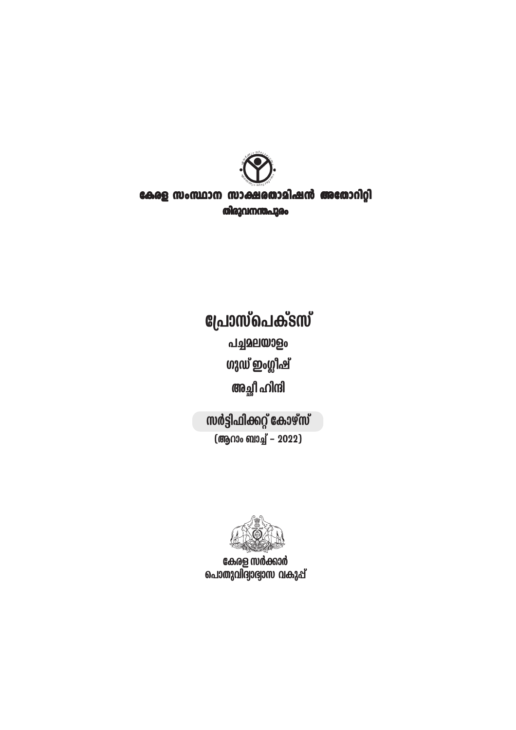**കേരള സംസ്ഥാന സാക്ഷരതാമിഷൻ അതോറിറ്റി**

**തിരുവനന്തപുരം**

# പ്രോസ്പെക്ടസ്

## പച്ചമലയാളം

## ഗുഡ് ഇംഗ്ലീഷ്

## അച്ഛീ ഹിന്ദി

### സർട്ടിഫിക്കറ്റ് കോഴ്സ്

(ആറാം ബാച്ച് - 2022)

**കേരള സർക്കാർ**

**പൊതുവിദ്യാഭ്യാസ വകുപ്പ്**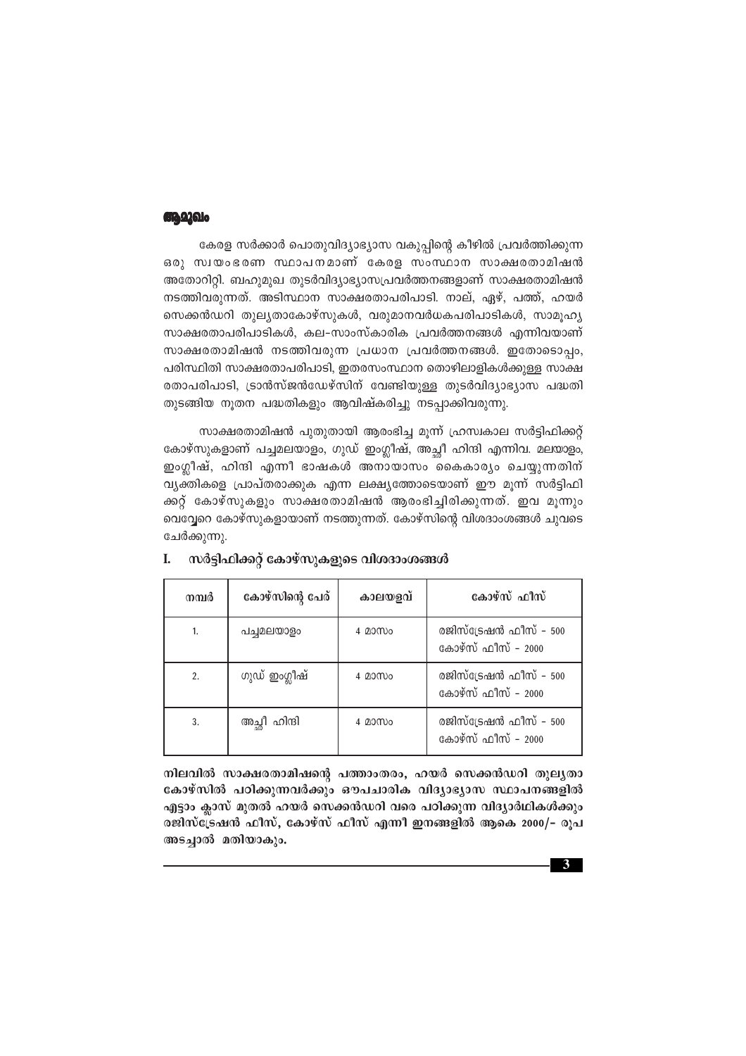## ആമുഖം

കേരള സർക്കാർ പൊതുവിദ്യാഭ്യാസ വകുപ്പിന്റെ കീഴിൽ പ്രവർത്തിക്കുന്ന ഒരു സ്വയംഭരണ സ്ഥാപനമാണ് കേരള സംസ്ഥാന സാക്ഷരതാമിഷൻ അതോറിറ്റി. ബഹുമുഖ തുടർവിദ്യാഭ്യാസപ്രവർത്തനങ്ങളാണ് സാക്ഷരതാമിഷൻ നടത്തിവരുന്നത്. അടിസ്ഥാന സാക്ഷരതാപരിപാടി. നാല്, ഏഴ്, പത്ത്, ഹയർ സെക്കൻഡറി തുല്യതാകോഴ്സുകൾ, വരുമാനവർധകപരിപാടികൾ, സാമൂഹ്യ സാക്ഷരതാപരിപാടികൾ, കല-സാംസ്കാരിക പ്രവർത്തനങ്ങൾ എന്നിവയാണ് സാക്ഷരതാമിഷൻ നടത്തിവരുന്ന പ്രധാന പ്രവർത്തനങ്ങൾ. ഇതോടൊപ്പം, പരിസ്ഥിതി സാക്ഷരതാപരിപാടി, ഇതരസംസ്ഥാന തൊഴിലാളികൾക്കുള്ള സാക്ഷരതാപരിപാടി, ട്രാൻസ്ജൻഡേഴ്സിന് വേണ്ടിയുള്ള തുടർവിദ്യാഭ്യാസ പദ്ധതി തുടങ്ങിയ നൂതന പദ്ധതികളും ആവിഷ്കരിച്ചു നടപ്പാക്കിവരുന്നു.

സാക്ഷരതാമിഷൻ പുതുതായി ആരംഭിച്ച മൂന്ന് ഹ്രസ്വകാല സർട്ടിഫിക്കറ്റ് കോഴ്സുകളാണ് പച്ചമലയാളം, ഗുഡ് ഇംഗ്ലീഷ്, അച്ഛീ ഹിന്ദി എന്നിവ. മലയാളം, ഇംഗ്ലീഷ്, ഹിന്ദി എന്നീ ഭാഷകൾ അനായാസം കൈകാര്യം ചെയ്യുന്നതിന് വ്യക്തികളെ പ്രാപ്തരാക്കുക എന്ന ലക്ഷ്യത്തോടെയാണ് ഈ മൂന്ന് സർട്ടിഫിക്കറ്റ് കോഴ്സുകളും സാക്ഷരതാമിഷൻ ആരംഭിച്ചിരിക്കുന്നത്. ഇവ മൂന്നും വെവ്വേറെ കോഴ്സുകളായാണ് നടത്തുന്നത്. കോഴ്സിന്റെ വിശദാംശങ്ങൾ ചുവടെ ചേർക്കുന്നു.

### I. സർട്ടിഫിക്കറ്റ് കോഴ്സുകളുടെ വിശദാംശങ്ങൾ

| നമ്പർ | കോഴ്സിന്റെ പേര് | കാലയളവ് | കോഴ്സ് ഫീസ് |
|---|---|---|---|
| 1. | പച്ചമലയാളം | 4 മാസം | രജിസ്ട്രേഷൻ ഫീസ് - 500<br>കോഴ്സ് ഫീസ് - 2000 |
| 2. | ഗുഡ് ഇംഗ്ലീഷ് | 4 മാസം | രജിസ്ട്രേഷൻ ഫീസ് - 500<br>കോഴ്സ് ഫീസ് - 2000 |
| 3. | അച്ഛീ ഹിന്ദി | 4 മാസം | രജിസ്ട്രേഷൻ ഫീസ് - 500<br>കോഴ്സ് ഫീസ് - 2000 |

**നിലവിൽ സാക്ഷരതാമിഷന്റെ പത്താംതരം, ഹയർ സെക്കൻഡറി തുല്യതാ കോഴ്സിൽ പഠിക്കുന്നവർക്കും ഔപചാരിക വിദ്യാഭ്യാസ സ്ഥാപനങ്ങളിൽ എട്ടാം ക്ലാസ് മുതൽ ഹയർ സെക്കൻഡറി വരെ പഠിക്കുന്ന വിദ്യാർഥികൾക്കും രജിസ്ട്രേഷൻ ഫീസ്, കോഴ്സ് ഫീസ് എന്നീ ഇനങ്ങളിൽ ആകെ 2000/- രൂപ അടച്ചാൽ മതിയാകും.**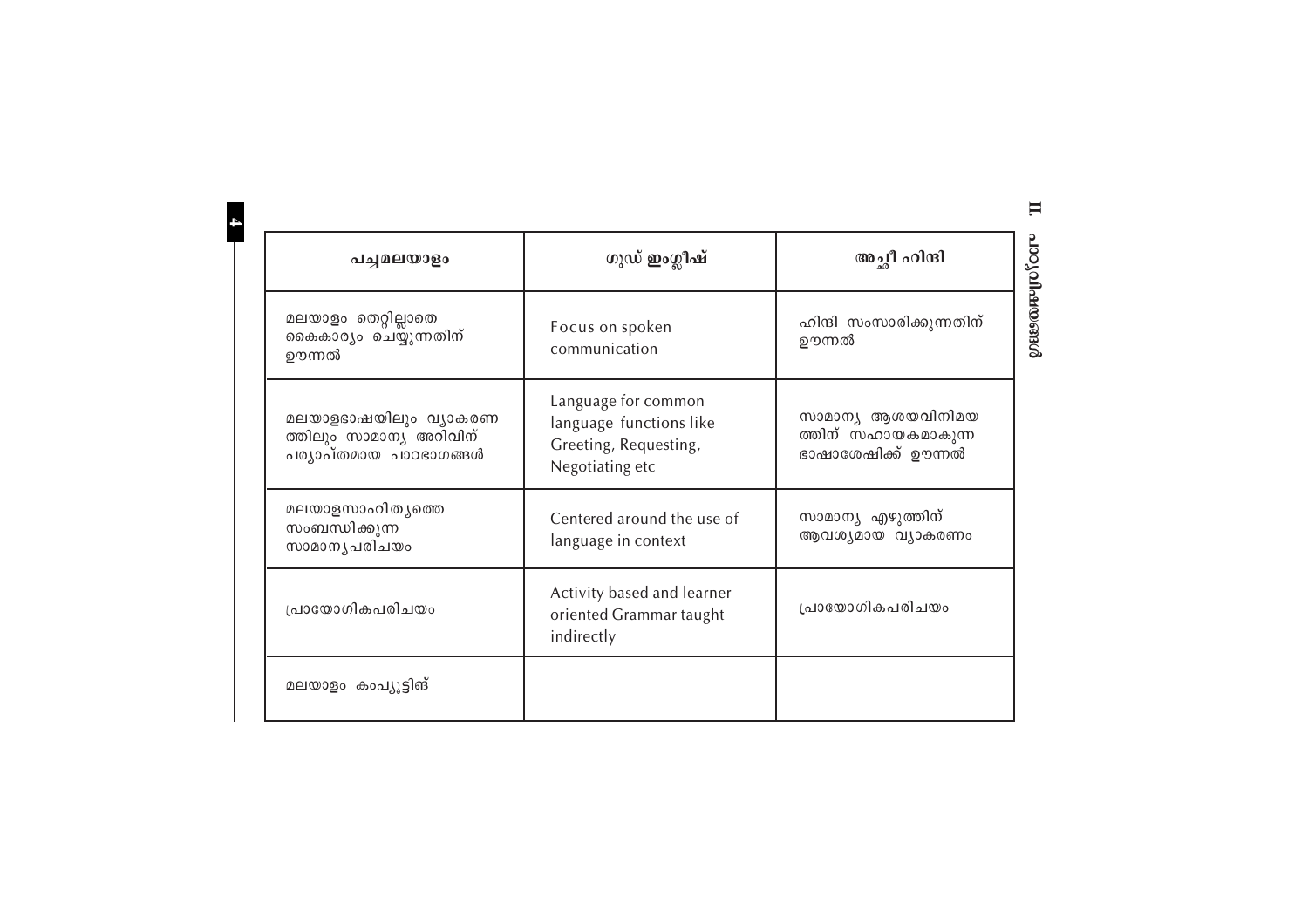| പച്ചമലയാളം | ഗുഡ് ഇംഗ്ലീഷ് | അച്ഛീ ഹിന്ദി |
|---|---|---|
| മലയാളം തെറ്റില്ലാതെ കൈകാര്യം ചെയ്യുന്നതിന് ഊന്നൽ | Focus on spoken communication | ഹിന്ദി സംസാരിക്കുന്നതിന് ഊന്നൽ |
| മലയാളഭാഷയിലും വ്യാകരണത്തിലും സാമാന്യ അറിവിന് പര്യാപ്തമായ പാഠഭാഗങ്ങൾ | Language for common language functions like Greeting, Requesting, Negotiating etc | സാമാന്യ ആശയവിനിമയത്തിന് സഹായകമാകുന്ന ഭാഷാശേഷിക്ക് ഊന്നൽ |
| മലയാളസാഹിത്യത്തെ സംബന്ധിക്കുന്ന സാമാന്യപരിചയം | Centered around the use of language in context | സാമാന്യ എഴുത്തിന് ആവശ്യമായ വ്യാകരണം |
| പ്രായോഗികപരിചയം | Activity based and learner oriented Grammar taught indirectly | പ്രായോഗികപരിചയം |
| മലയാളം കംപ്യൂട്ടിങ് | | |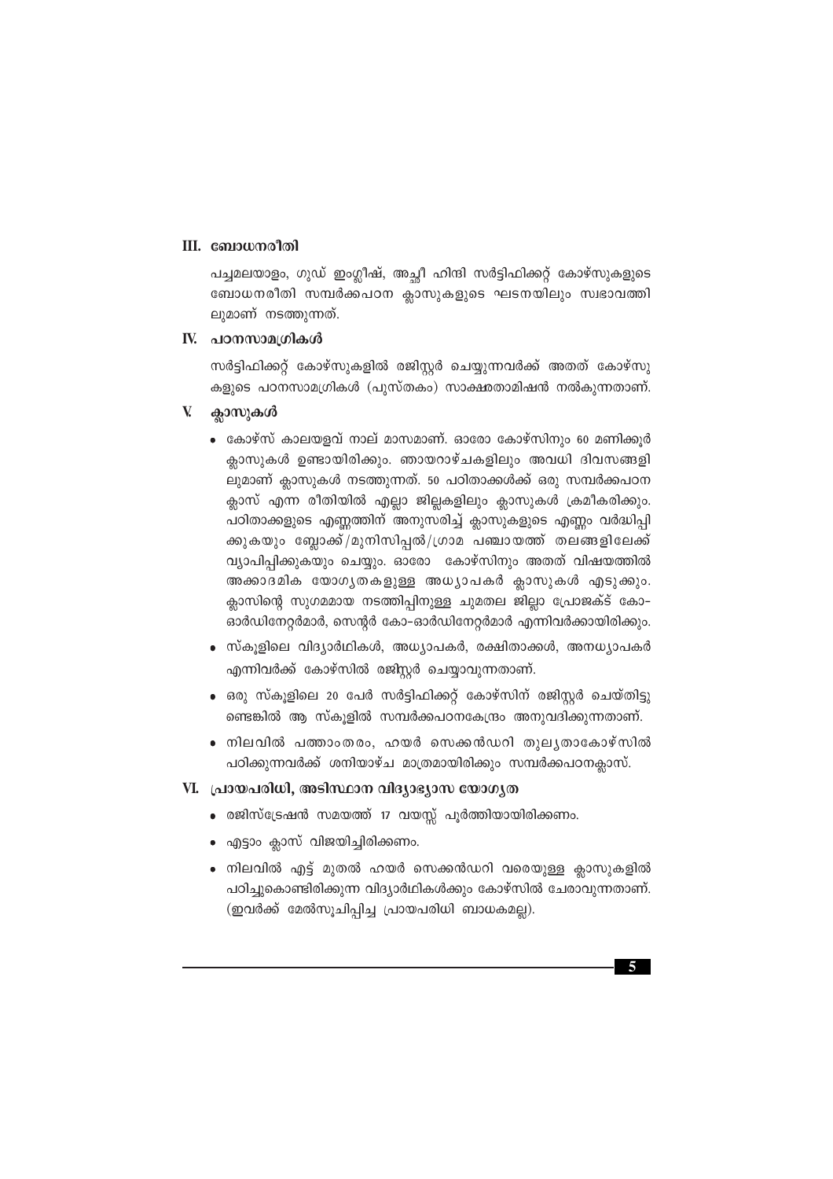## III. ബോധനരീതി

പച്ചമലയാളം, ഗുഡ് ഇംഗ്ലീഷ്, അച്ഛീ ഹിന്ദി സർട്ടിഫിക്കറ്റ് കോഴ്സുകളുടെ ബോധനരീതി സമ്പർക്കപഠന ക്ലാസുകളുടെ ഘടനയിലും സ്വഭാവത്തിലുമാണ് നടത്തുന്നത്.

## IV. പഠനസാമഗ്രികൾ

സർട്ടിഫിക്കറ്റ് കോഴ്സുകളിൽ രജിസ്റ്റർ ചെയ്യുന്നവർക്ക് അതത് കോഴ്സുകളുടെ പഠനസാമഗ്രികൾ (പുസ്തകം) സാക്ഷരതാമിഷൻ നൽകുന്നതാണ്.

## V. ക്ലാസുകൾ

- കോഴ്സ് കാലയളവ് നാല് മാസമാണ്. ഓരോ കോഴ്സിനും 60 മണിക്കൂർ ക്ലാസുകൾ ഉണ്ടായിരിക്കും. ഞായറാഴ്ചകളിലും അവധി ദിവസങ്ങളിലുമാണ് ക്ലാസുകൾ നടത്തുന്നത്. 50 പഠിതാക്കൾക്ക് ഒരു സമ്പർക്കപഠന ക്ലാസ് എന്ന രീതിയിൽ എല്ലാ ജില്ലകളിലും ക്ലാസുകൾ ക്രമീകരിക്കും. പഠിതാക്കളുടെ എണ്ണത്തിന് അനുസരിച്ച് ക്ലാസുകളുടെ എണ്ണം വർദ്ധിപ്പിക്കുകയും ബ്ലോക്ക്/മുനിസിപ്പൽ/ഗ്രാമ പഞ്ചായത്ത് തലങ്ങളിലേക്ക് വ്യാപിപ്പിക്കുകയും ചെയ്യും. ഓരോ കോഴ്സിനും അതത് വിഷയത്തിൽ അക്കാദമിക യോഗ്യതകളുള്ള അധ്യാപകർ ക്ലാസുകൾ എടുക്കും. ക്ലാസിന്റെ സുഗമമായ നടത്തിപ്പിനുള്ള ചുമതല ജില്ലാ പ്രോജക്ട് കോ-ഓർഡിനേറ്റർമാർ, സെന്റർ കോ-ഓർഡിനേറ്റർമാർ എന്നിവർക്കായിരിക്കും.
- സ്കൂളിലെ വിദ്യാർഥികൾ, അധ്യാപകർ, രക്ഷിതാക്കൾ, അനധ്യാപകർ എന്നിവർക്ക് കോഴ്സിൽ രജിസ്റ്റർ ചെയ്യാവുന്നതാണ്.
- ഒരു സ്കൂളിലെ 20 പേർ സർട്ടിഫിക്കറ്റ് കോഴ്സിന് രജിസ്റ്റർ ചെയ്തിട്ടുണ്ടെങ്കിൽ ആ സ്കൂളിൽ സമ്പർക്കപഠനകേന്ദ്രം അനുവദിക്കുന്നതാണ്.
- നിലവിൽ പത്താംതരം, ഹയർ സെക്കൻഡറി തുല്യതാകോഴ്സിൽ പഠിക്കുന്നവർക്ക് ശനിയാഴ്ച മാത്രമായിരിക്കും സമ്പർക്കപഠനക്ലാസ്.

## VI. പ്രായപരിധി, അടിസ്ഥാന വിദ്യാഭ്യാസ യോഗ്യത

- രജിസ്ട്രേഷൻ സമയത്ത് 17 വയസ്സ് പൂർത്തിയായിരിക്കണം.
- എട്ടാം ക്ലാസ് വിജയിച്ചിരിക്കണം.
- നിലവിൽ എട്ട് മുതൽ ഹയർ സെക്കൻഡറി വരെയുള്ള ക്ലാസുകളിൽ പഠിച്ചുകൊണ്ടിരിക്കുന്ന വിദ്യാർഥികൾക്കും കോഴ്സിൽ ചേരാവുന്നതാണ്. (ഇവർക്ക് മേൽസൂചിപ്പിച്ച പ്രായപരിധി ബാധകമല്ല).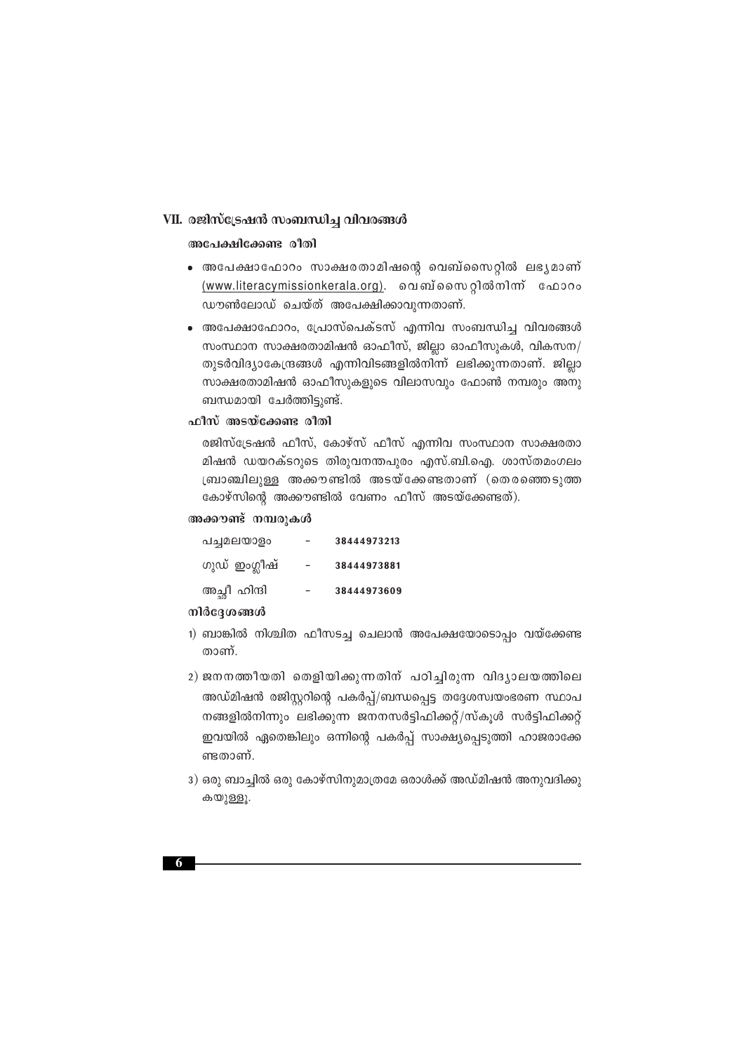## VII. രജിസ്ട്രേഷൻ സംബന്ധിച്ച വിവരങ്ങൾ

### അപേക്ഷിക്കേണ്ട രീതി

- അപേക്ഷാഫോറം സാക്ഷരതാമിഷന്റെ വെബ്സൈറ്റിൽ ലഭ്യമാണ് (www.literacymissionkerala.org). വെബ്സൈറ്റിൽനിന്ന് ഫോറം ഡൗൺലോഡ് ചെയ്ത് അപേക്ഷിക്കാവുന്നതാണ്.
- അപേക്ഷാഫോറം, പ്രോസ്പെക്ടസ് എന്നിവ സംബന്ധിച്ച വിവരങ്ങൾ സംസ്ഥാന സാക്ഷരതാമിഷൻ ഓഫീസ്, ജില്ലാ ഓഫീസുകൾ, വികസന/തുടർവിദ്യാകേന്ദ്രങ്ങൾ എന്നിവിടങ്ങളിൽനിന്ന് ലഭിക്കുന്നതാണ്. ജില്ലാ സാക്ഷരതാമിഷൻ ഓഫീസുകളുടെ വിലാസവും ഫോൺ നമ്പരും അനുബന്ധമായി ചേർത്തിട്ടുണ്ട്.

### ഫീസ് അടയ്ക്കേണ്ട രീതി

രജിസ്ട്രേഷൻ ഫീസ്, കോഴ്സ് ഫീസ് എന്നിവ സംസ്ഥാന സാക്ഷരതാമിഷൻ ഡയറക്ടറുടെ തിരുവനന്തപുരം എസ്.ബി.ഐ. ശാസ്തമംഗലം ബ്രാഞ്ചിലുള്ള അക്കൗണ്ടിൽ അടയ്ക്കേണ്ടതാണ് (തെരഞ്ഞെടുത്ത കോഴ്സിന്റെ അക്കൗണ്ടിൽ വേണം ഫീസ് അടയ്ക്കേണ്ടത്).

### അക്കൗണ്ട് നമ്പരുകൾ

| | | |
|---|---|---|
| പച്ചമലയാളം | - | **38444973213** |
| ഗുഡ് ഇംഗ്ലീഷ് | - | **38444973881** |
| അച്ഛീ ഹിന്ദി | - | **38444973609** |

### നിർദ്ദേശങ്ങൾ

1) ബാങ്കിൽ നിശ്ചിത ഫീസടച്ച ചെലാൻ അപേക്ഷയോടൊപ്പം വയ്ക്കേണ്ടതാണ്.

2) ജനനത്തീയതി തെളിയിക്കുന്നതിന് പഠിച്ചിരുന്ന വിദ്യാലയത്തിലെ അഡ്മിഷൻ രജിസ്റ്ററിന്റെ പകർപ്പ്/ബന്ധപ്പെട്ട തദ്ദേശസ്വയംഭരണ സ്ഥാപനങ്ങളിൽനിന്നും ലഭിക്കുന്ന ജനനസർട്ടിഫിക്കറ്റ്/സ്കൂൾ സർട്ടിഫിക്കറ്റ് ഇവയിൽ ഏതെങ്കിലും ഒന്നിന്റെ പകർപ്പ് സാക്ഷ്യപ്പെടുത്തി ഹാജരാക്കേണ്ടതാണ്.

3) ഒരു ബാച്ചിൽ ഒരു കോഴ്സിനുമാത്രമേ ഒരാൾക്ക് അഡ്മിഷൻ അനുവദിക്കുകയുള്ളൂ.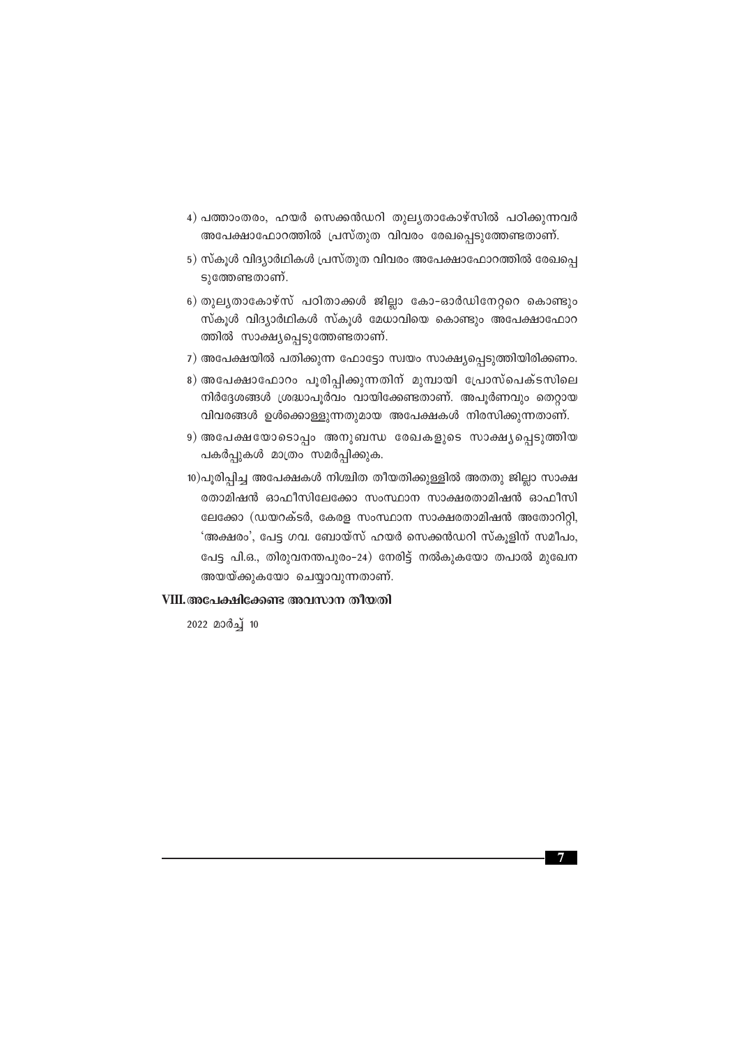4) പത്താംതരം, ഹയർ സെക്കൻഡറി തുല്യതാകോഴ്സിൽ പഠിക്കുന്നവർ അപേക്ഷാഫോറത്തിൽ പ്രസ്തുത വിവരം രേഖപ്പെടുത്തേണ്ടതാണ്.

5) സ്കൂൾ വിദ്യാർഥികൾ പ്രസ്തുത വിവരം അപേക്ഷാഫോറത്തിൽ രേഖപ്പെടുത്തേണ്ടതാണ്.

6) തുല്യതാകോഴ്സ് പഠിതാക്കൾ ജില്ലാ കോ-ഓർഡിനേറ്ററെ കൊണ്ടും സ്കൂൾ വിദ്യാർഥികൾ സ്കൂൾ മേധാവിയെ കൊണ്ടും അപേക്ഷാഫോറത്തിൽ സാക്ഷ്യപ്പെടുത്തേണ്ടതാണ്.

7) അപേക്ഷയിൽ പതിക്കുന്ന ഫോട്ടോ സ്വയം സാക്ഷ്യപ്പെടുത്തിയിരിക്കണം.

8) അപേക്ഷാഫോറം പൂരിപ്പിക്കുന്നതിന് മുമ്പായി പ്രോസ്പെക്ടസിലെ നിർദ്ദേശങ്ങൾ ശ്രദ്ധാപൂർവം വായിക്കേണ്ടതാണ്. അപൂർണവും തെറ്റായ വിവരങ്ങൾ ഉൾക്കൊള്ളുന്നതുമായ അപേക്ഷകൾ നിരസിക്കുന്നതാണ്.

9) അപേക്ഷയോടൊപ്പം അനുബന്ധ രേഖകളുടെ സാക്ഷ്യപ്പെടുത്തിയ പകർപ്പുകൾ മാത്രം സമർപ്പിക്കുക.

10) പൂരിപ്പിച്ച അപേക്ഷകൾ നിശ്ചിത തീയതിക്കുള്ളിൽ അതതു ജില്ലാ സാക്ഷരതാമിഷൻ ഓഫീസിലേക്കോ സംസ്ഥാന സാക്ഷരതാമിഷൻ ഓഫീസിലേക്കോ (ഡയറക്ടർ, കേരള സംസ്ഥാന സാക്ഷരതാമിഷൻ അതോറിറ്റി, 'അക്ഷരം', പേട്ട ഗവ. ബോയ്സ് ഹയർ സെക്കൻഡറി സ്കൂളിന് സമീപം, പേട്ട പി.ഒ., തിരുവനന്തപുരം-24) നേരിട്ട് നൽകുകയോ തപാൽ മുഖേന അയയ്ക്കുകയോ ചെയ്യാവുന്നതാണ്.

## VIII. അപേക്ഷിക്കേണ്ട അവസാന തീയതി

2022 മാർച്ച് 10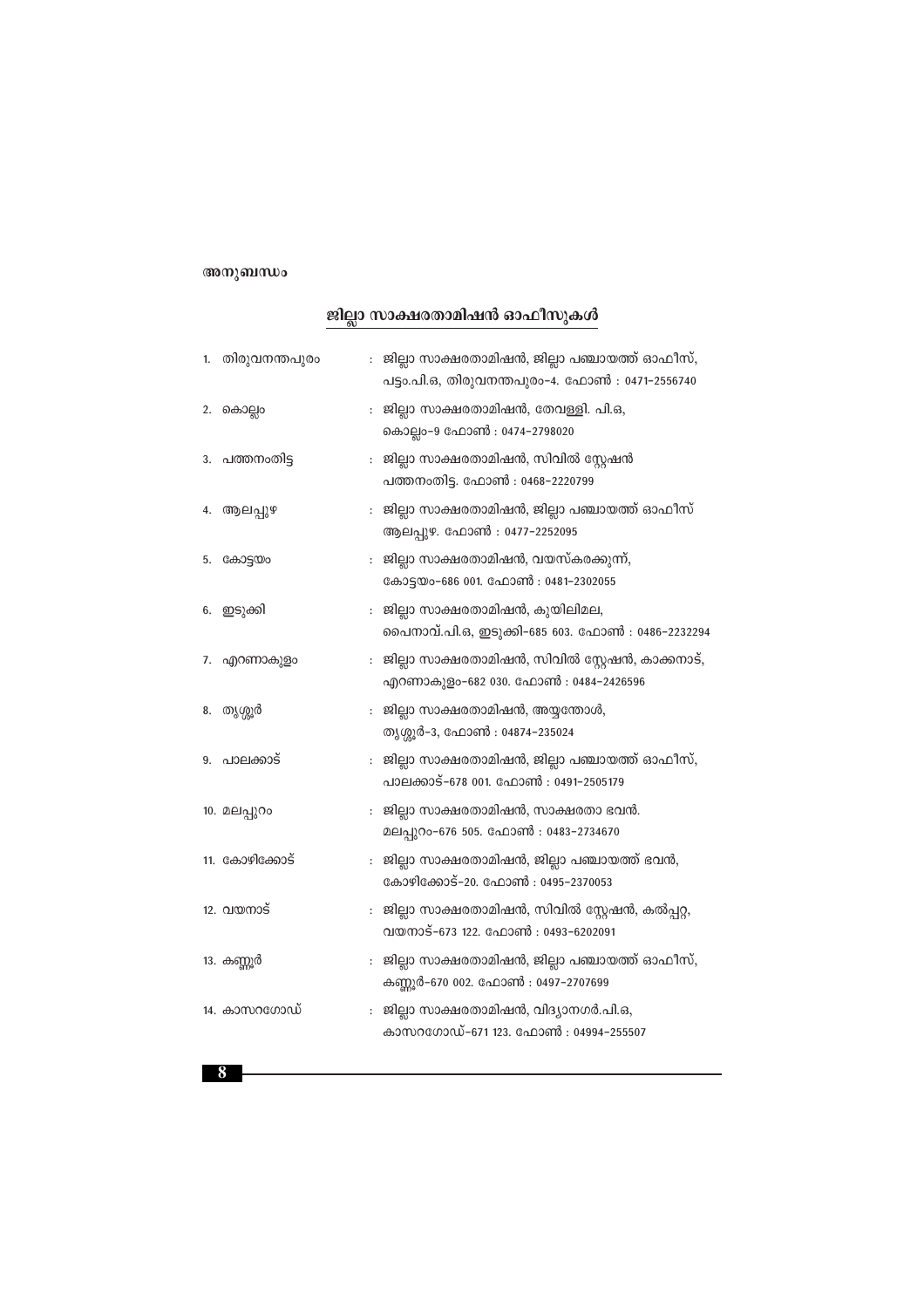അനുബന്ധം

## ജില്ലാ സാക്ഷരതാമിഷൻ ഓഫീസുകൾ

1. തിരുവനന്തപുരം : ജില്ലാ സാക്ഷരതാമിഷൻ, ജില്ലാ പഞ്ചായത്ത് ഓഫീസ്, പട്ടം.പി.ഒ, തിരുവനന്തപുരം-4. ഫോൺ : 0471-2556740

2. കൊല്ലം : ജില്ലാ സാക്ഷരതാമിഷൻ, തേവള്ളി. പി.ഒ, കൊല്ലം-9 ഫോൺ : 0474-2798020

3. പത്തനംതിട്ട : ജില്ലാ സാക്ഷരതാമിഷൻ, സിവിൽ സ്റ്റേഷൻ പത്തനംതിട്ട. ഫോൺ : 0468-2220799

4. ആലപ്പുഴ : ജില്ലാ സാക്ഷരതാമിഷൻ, ജില്ലാ പഞ്ചായത്ത് ഓഫീസ് ആലപ്പുഴ. ഫോൺ : 0477-2252095

5. കോട്ടയം : ജില്ലാ സാക്ഷരതാമിഷൻ, വയസ്കരക്കുന്ന്, കോട്ടയം-686 001. ഫോൺ : 0481-2302055

6. ഇടുക്കി : ജില്ലാ സാക്ഷരതാമിഷൻ, കുയിലിമല, പൈനാവ്.പി.ഒ, ഇടുക്കി-685 603. ഫോൺ : 0486-2232294

7. എറണാകുളം : ജില്ലാ സാക്ഷരതാമിഷൻ, സിവിൽ സ്റ്റേഷൻ, കാക്കനാട്, എറണാകുളം-682 030. ഫോൺ : 0484-2426596

8. തൃശ്ശൂർ : ജില്ലാ സാക്ഷരതാമിഷൻ, അയ്യന്തോൾ, തൃശ്ശൂർ-3, ഫോൺ : 04874-235024

9. പാലക്കാട് : ജില്ലാ സാക്ഷരതാമിഷൻ, ജില്ലാ പഞ്ചായത്ത് ഓഫീസ്, പാലക്കാട്-678 001. ഫോൺ : 0491-2505179

10. മലപ്പുറം : ജില്ലാ സാക്ഷരതാമിഷൻ, സാക്ഷരതാ ഭവൻ. മലപ്പുറം-676 505. ഫോൺ : 0483-2734670

11. കോഴിക്കോട് : ജില്ലാ സാക്ഷരതാമിഷൻ, ജില്ലാ പഞ്ചായത്ത് ഭവൻ, കോഴിക്കോട്-20. ഫോൺ : 0495-2370053

12. വയനാട് : ജില്ലാ സാക്ഷരതാമിഷൻ, സിവിൽ സ്റ്റേഷൻ, കൽപ്പറ്റ, വയനാട്-673 122. ഫോൺ : 0493-6202091

13. കണ്ണൂർ : ജില്ലാ സാക്ഷരതാമിഷൻ, ജില്ലാ പഞ്ചായത്ത് ഓഫീസ്, കണ്ണൂർ-670 002. ഫോൺ : 0497-2707699

14. കാസറഗോഡ് : ജില്ലാ സാക്ഷരതാമിഷൻ, വിദ്യാനഗർ.പി.ഒ, കാസറഗോഡ്-671 123. ഫോൺ : 04994-255507